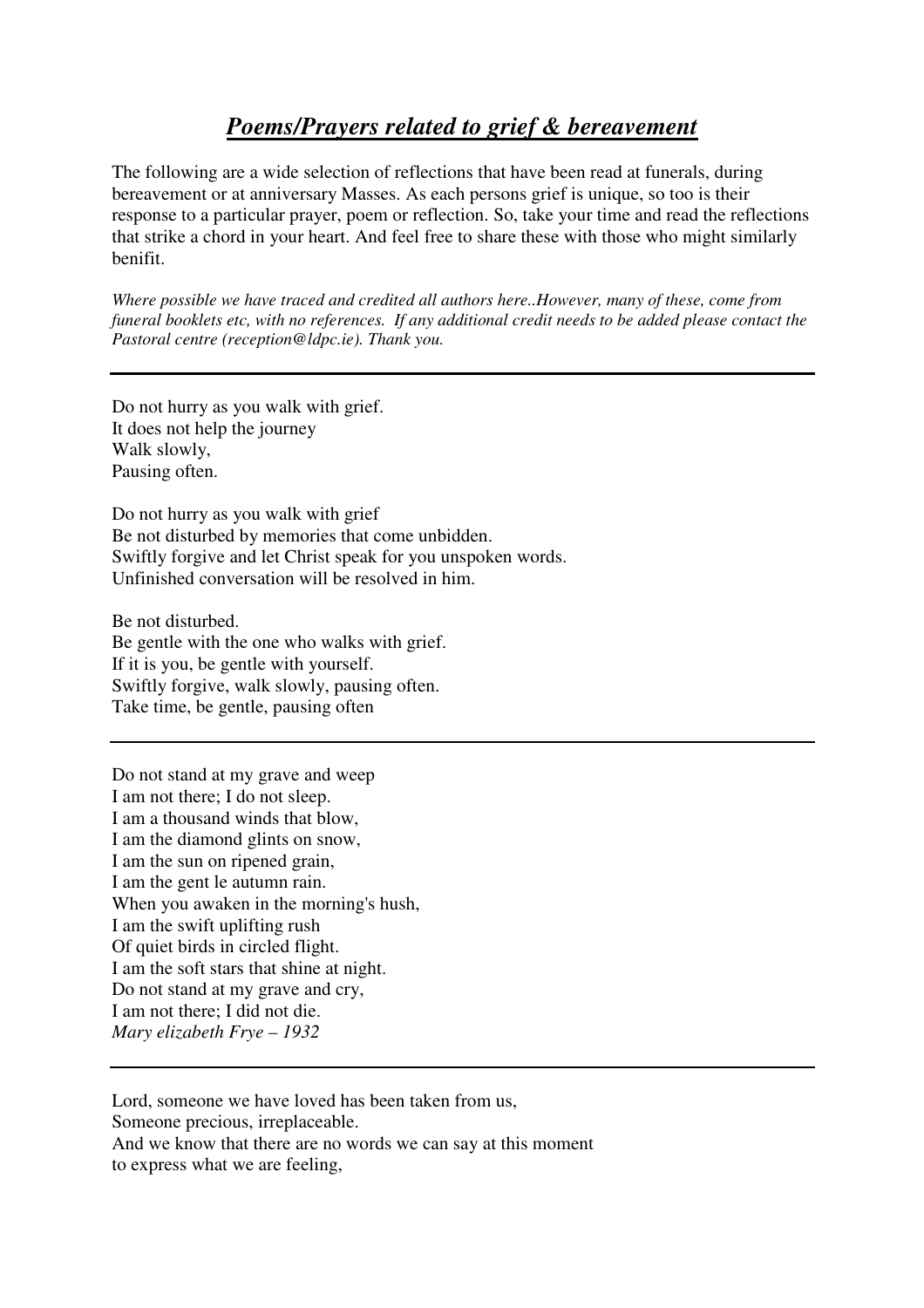# ***Poems/Prayers related to grief & bereavement***

The following are a wide selection of reflections that have been read at funerals, during bereavement or at anniversary Masses. As each persons grief is unique, so too is their response to a particular prayer, poem or reflection. So, take your time and read the reflections that strike a chord in your heart. And feel free to share these with those who might similarly benifit.

*Where possible we have traced and credited all authors here..However, many of these, come from funeral booklets etc, with no references. If any additional credit needs to be added please contact the Pastoral centre (reception@ldpc.ie). Thank you.*

---

Do not hurry as you walk with grief.
It does not help the journey
Walk slowly,
Pausing often.

Do not hurry as you walk with grief
Be not disturbed by memories that come unbidden.
Swiftly forgive and let Christ speak for you unspoken words.
Unfinished conversation will be resolved in him.

Be not disturbed.
Be gentle with the one who walks with grief.
If it is you, be gentle with yourself.
Swiftly forgive, walk slowly, pausing often.
Take time, be gentle, pausing often

---

Do not stand at my grave and weep
I am not there; I do not sleep.
I am a thousand winds that blow,
I am the diamond glints on snow,
I am the sun on ripened grain,
I am the gent le autumn rain.
When you awaken in the morning's hush,
I am the swift uplifting rush
Of quiet birds in circled flight.
I am the soft stars that shine at night.
Do not stand at my grave and cry,
I am not there; I did not die.
*Mary elizabeth Frye – 1932*

---

Lord, someone we have loved has been taken from us,
Someone precious, irreplaceable.
And we know that there are no words we can say at this moment
to express what we are feeling,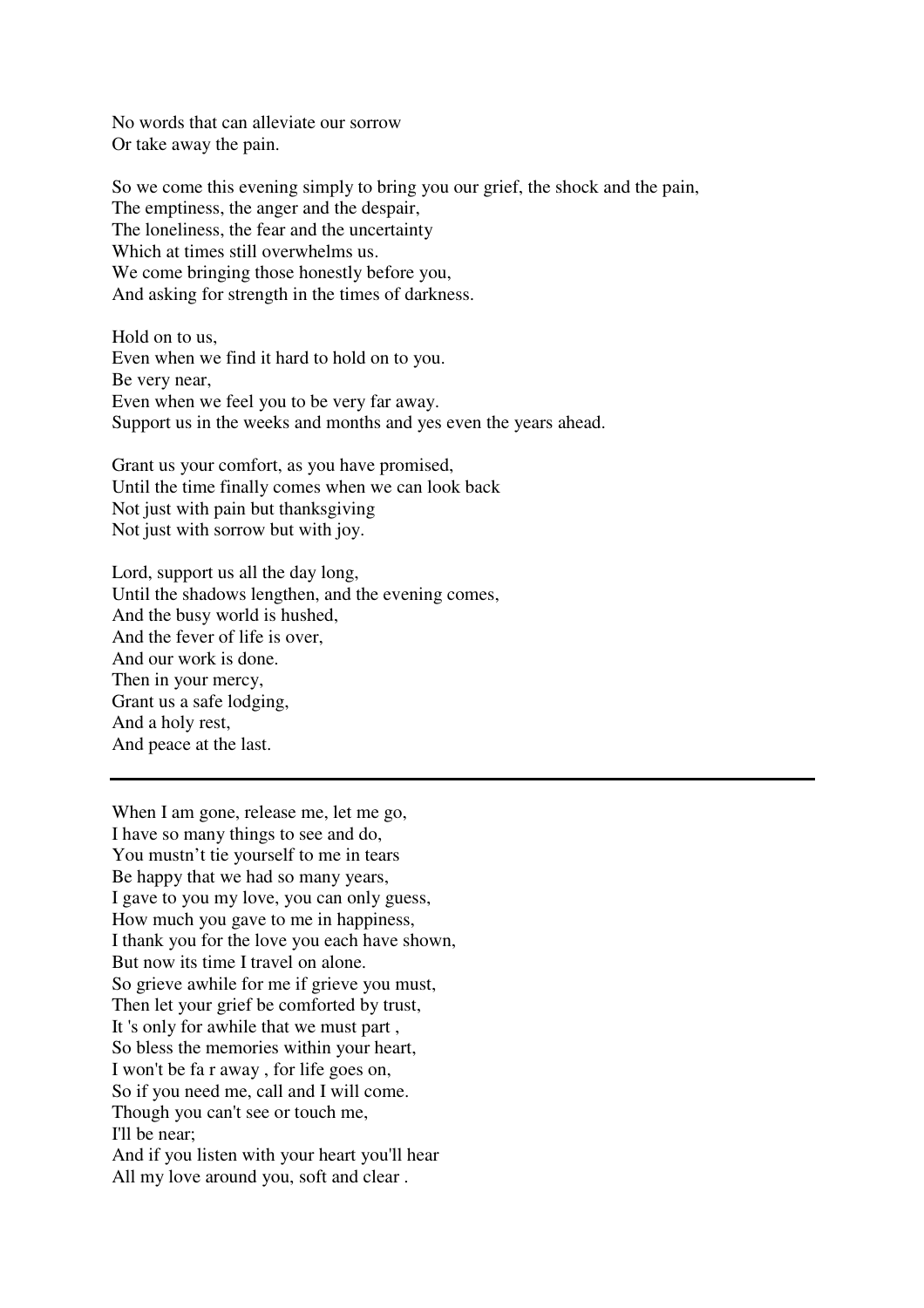No words that can alleviate our sorrow
Or take away the pain.

So we come this evening simply to bring you our grief, the shock and the pain,
The emptiness, the anger and the despair,
The loneliness, the fear and the uncertainty
Which at times still overwhelms us.
We come bringing those honestly before you,
And asking for strength in the times of darkness.

Hold on to us,
Even when we find it hard to hold on to you.
Be very near,
Even when we feel you to be very far away.
Support us in the weeks and months and yes even the years ahead.

Grant us your comfort, as you have promised,
Until the time finally comes when we can look back
Not just with pain but thanksgiving
Not just with sorrow but with joy.

Lord, support us all the day long,
Until the shadows lengthen, and the evening comes,
And the busy world is hushed,
And the fever of life is over,
And our work is done.
Then in your mercy,
Grant us a safe lodging,
And a holy rest,
And peace at the last.

---

When I am gone, release me, let me go,
I have so many things to see and do,
You mustn't tie yourself to me in tears
Be happy that we had so many years,
I gave to you my love, you can only guess,
How much you gave to me in happiness,
I thank you for the love you each have shown,
But now its time I travel on alone.
So grieve awhile for me if grieve you must,
Then let your grief be comforted by trust,
It 's only for awhile that we must part ,
So bless the memories within your heart,
I won't be fa r away , for life goes on,
So if you need me, call and I will come.
Though you can't see or touch me,
I'll be near;
And if you listen with your heart you'll hear
All my love around you, soft and clear .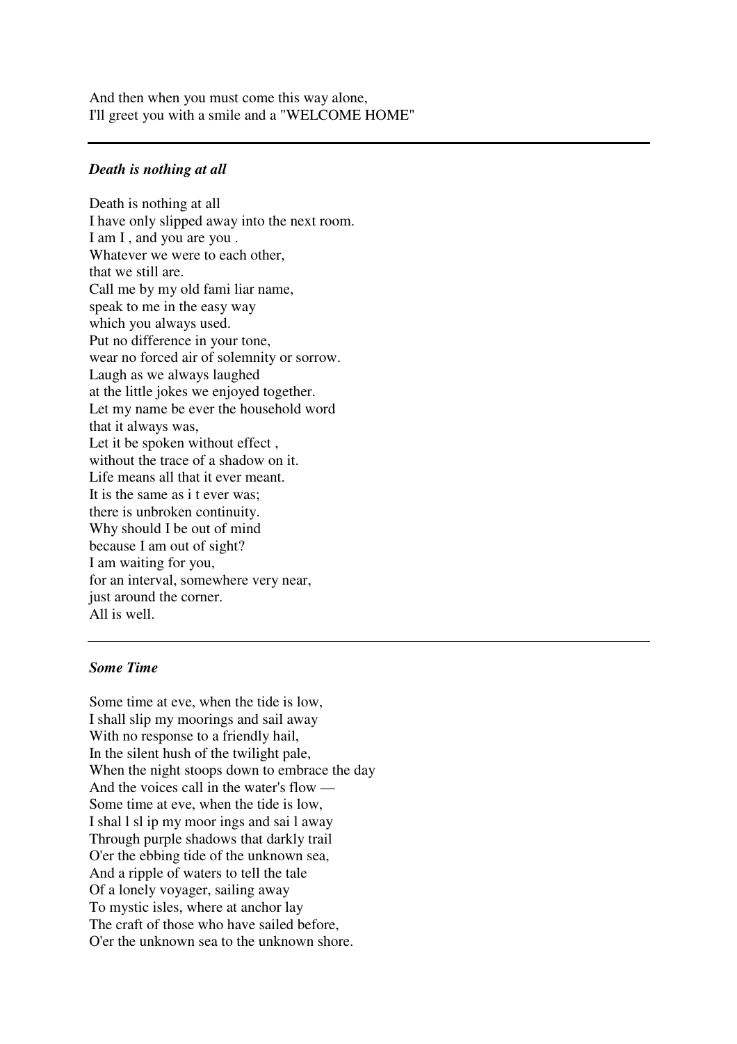And then when you must come this way alone,
I'll greet you with a smile and a "WELCOME HOME"

---

***Death is nothing at all***

Death is nothing at all
I have only slipped away into the next room.
I am I , and you are you .
Whatever we were to each other,
that we still are.
Call me by my old fami liar name,
speak to me in the easy way
which you always used.
Put no difference in your tone,
wear no forced air of solemnity or sorrow.
Laugh as we always laughed
at the little jokes we enjoyed together.
Let my name be ever the household word
that it always was,
Let it be spoken without effect ,
without the trace of a shadow on it.
Life means all that it ever meant.
It is the same as i t ever was;
there is unbroken continuity.
Why should I be out of mind
because I am out of sight?
I am waiting for you,
for an interval, somewhere very near,
just around the corner.
All is well.

---

***Some Time***

Some time at eve, when the tide is low,
I shall slip my moorings and sail away
With no response to a friendly hail,
In the silent hush of the twilight pale,
When the night stoops down to embrace the day
And the voices call in the water's flow —
Some time at eve, when the tide is low,
I shal l sl ip my moor ings and sai l away
Through purple shadows that darkly trail
O'er the ebbing tide of the unknown sea,
And a ripple of waters to tell the tale
Of a lonely voyager, sailing away
To mystic isles, where at anchor lay
The craft of those who have sailed before,
O'er the unknown sea to the unknown shore.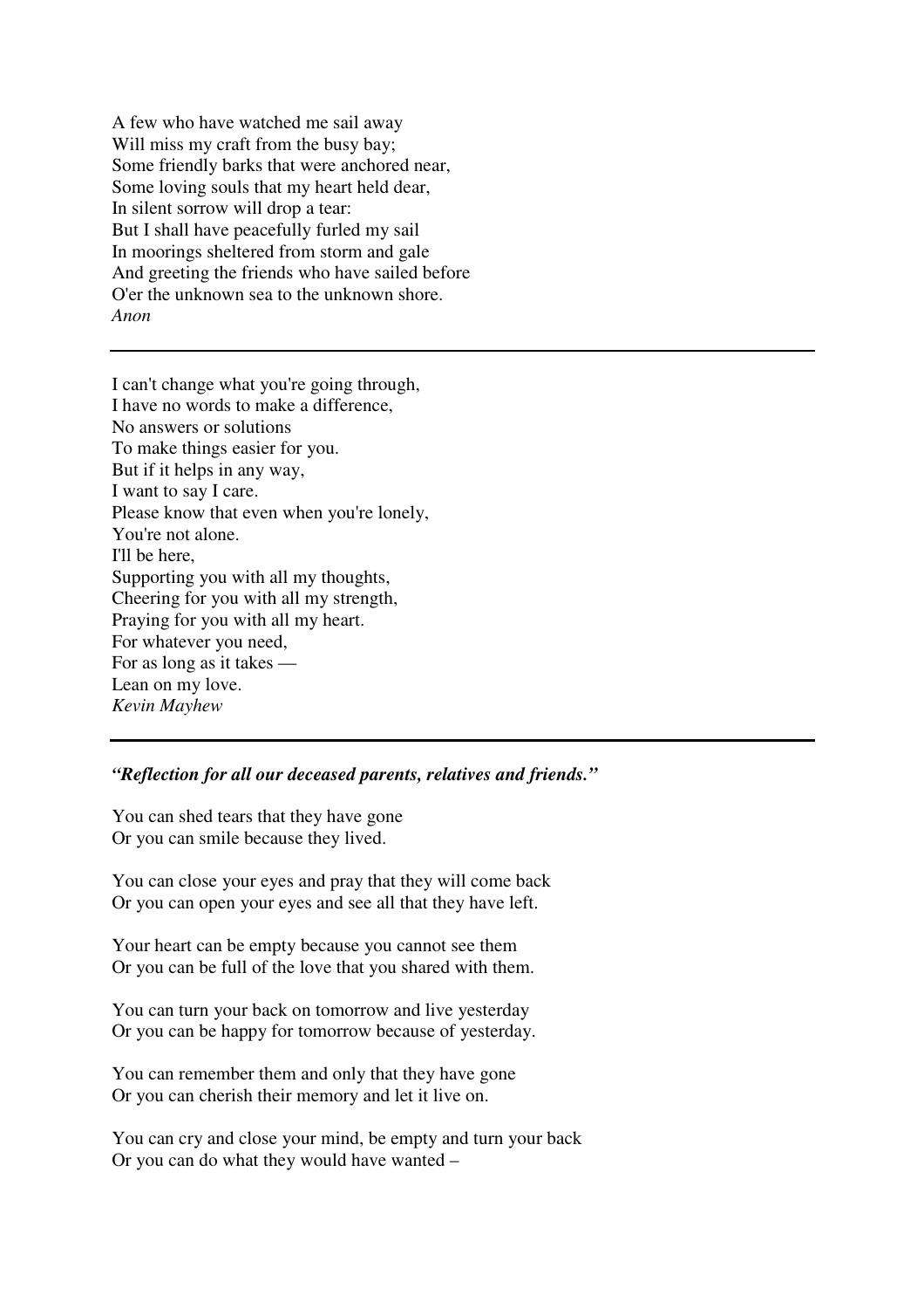A few who have watched me sail away  
Will miss my craft from the busy bay;  
Some friendly barks that were anchored near,  
Some loving souls that my heart held dear,  
In silent sorrow will drop a tear:  
But I shall have peacefully furled my sail  
In moorings sheltered from storm and gale  
And greeting the friends who have sailed before  
O'er the unknown sea to the unknown shore.  
*Anon*

---

I can't change what you're going through,  
I have no words to make a difference,  
No answers or solutions  
To make things easier for you.  
But if it helps in any way,  
I want to say I care.  
Please know that even when you're lonely,  
You're not alone.  
I'll be here,  
Supporting you with all my thoughts,  
Cheering for you with all my strength,  
Praying for you with all my heart.  
For whatever you need,  
For as long as it takes —  
Lean on my love.  
*Kevin Mayhew*

---

***"Reflection for all our deceased parents, relatives and friends."***

You can shed tears that they have gone  
Or you can smile because they lived.

You can close your eyes and pray that they will come back  
Or you can open your eyes and see all that they have left.

Your heart can be empty because you cannot see them  
Or you can be full of the love that you shared with them.

You can turn your back on tomorrow and live yesterday  
Or you can be happy for tomorrow because of yesterday.

You can remember them and only that they have gone  
Or you can cherish their memory and let it live on.

You can cry and close your mind, be empty and turn your back  
Or you can do what they would have wanted –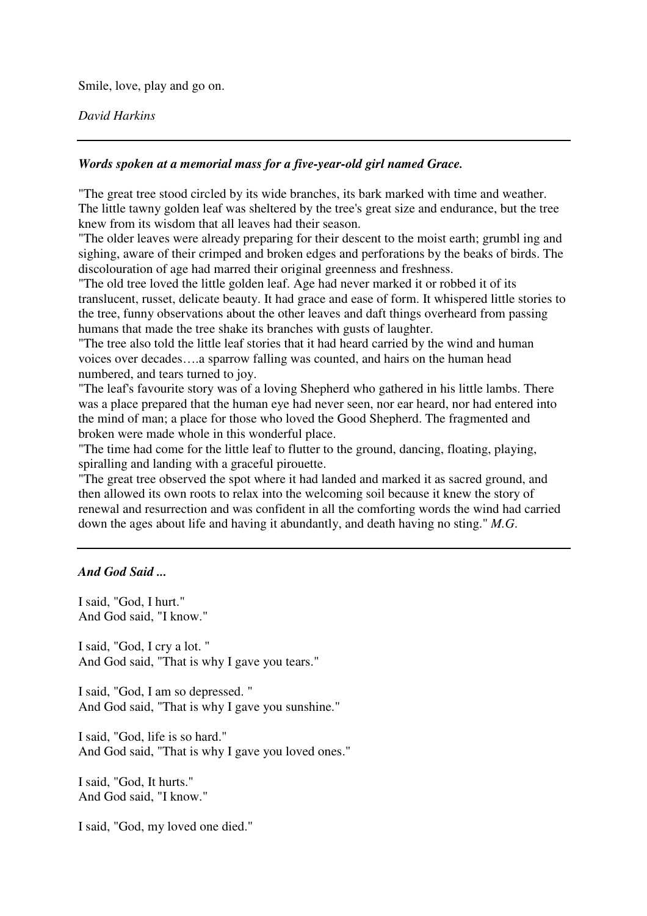Smile, love, play and go on.

*David Harkins*

---

***Words spoken at a memorial mass for a five-year-old girl named Grace.***

"The great tree stood circled by its wide branches, its bark marked with time and weather. The little tawny golden leaf was sheltered by the tree's great size and endurance, but the tree knew from its wisdom that all leaves had their season.

"The older leaves were already preparing for their descent to the moist earth; grumbl ing and sighing, aware of their crimped and broken edges and perforations by the beaks of birds. The discolouration of age had marred their original greenness and freshness.

"The old tree loved the little golden leaf. Age had never marked it or robbed it of its translucent, russet, delicate beauty. It had grace and ease of form. It whispered little stories to the tree, funny observations about the other leaves and daft things overheard from passing humans that made the tree shake its branches with gusts of laughter.

"The tree also told the little leaf stories that it had heard carried by the wind and human voices over decades….a sparrow falling was counted, and hairs on the human head numbered, and tears turned to joy.

"The leaf's favourite story was of a loving Shepherd who gathered in his little lambs. There was a place prepared that the human eye had never seen, nor ear heard, nor had entered into the mind of man; a place for those who loved the Good Shepherd. The fragmented and broken were made whole in this wonderful place.

"The time had come for the little leaf to flutter to the ground, dancing, floating, playing, spiralling and landing with a graceful pirouette.

"The great tree observed the spot where it had landed and marked it as sacred ground, and then allowed its own roots to relax into the welcoming soil because it knew the story of renewal and resurrection and was confident in all the comforting words the wind had carried down the ages about life and having it abundantly, and death having no sting." *M.G.*

---

***And God Said ...***

I said, "God, I hurt."
And God said, "I know."

I said, "God, I cry a lot. "
And God said, "That is why I gave you tears."

I said, "God, I am so depressed. "
And God said, "That is why I gave you sunshine."

I said, "God, life is so hard."
And God said, "That is why I gave you loved ones."

I said, "God, It hurts."
And God said, "I know."

I said, "God, my loved one died."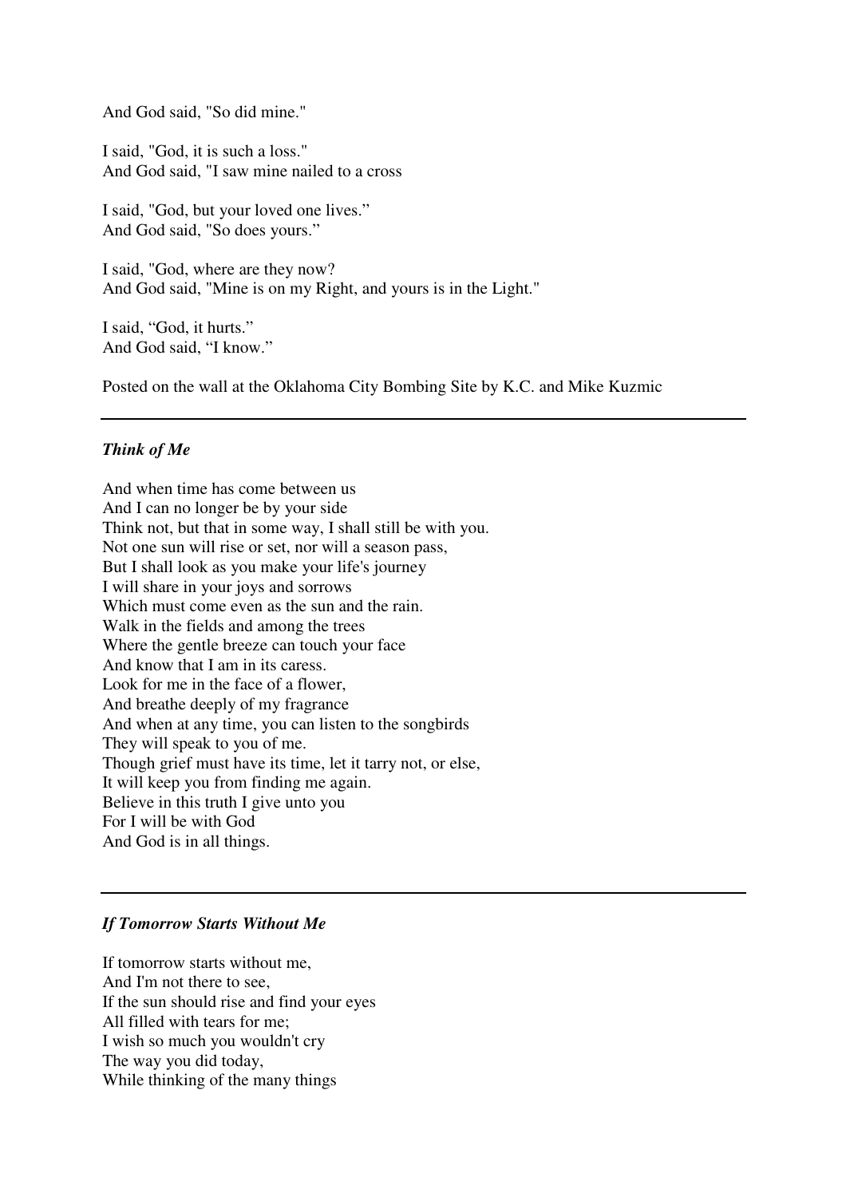And God said, "So did mine."

I said, "God, it is such a loss."
And God said, "I saw mine nailed to a cross

I said, "God, but your loved one lives."
And God said, "So does yours."

I said, "God, where are they now?
And God said, "Mine is on my Right, and yours is in the Light."

I said, "God, it hurts."
And God said, "I know."

Posted on the wall at the Oklahoma City Bombing Site by K.C. and Mike Kuzmic

---

### *Think of Me*

And when time has come between us
And I can no longer be by your side
Think not, but that in some way, I shall still be with you.
Not one sun will rise or set, nor will a season pass,
But I shall look as you make your life's journey
I will share in your joys and sorrows
Which must come even as the sun and the rain.
Walk in the fields and among the trees
Where the gentle breeze can touch your face
And know that I am in its caress.
Look for me in the face of a flower,
And breathe deeply of my fragrance
And when at any time, you can listen to the songbirds
They will speak to you of me.
Though grief must have its time, let it tarry not, or else,
It will keep you from finding me again.
Believe in this truth I give unto you
For I will be with God
And God is in all things.

---

### *If Tomorrow Starts Without Me*

If tomorrow starts without me,
And I'm not there to see,
If the sun should rise and find your eyes
All filled with tears for me;
I wish so much you wouldn't cry
The way you did today,
While thinking of the many things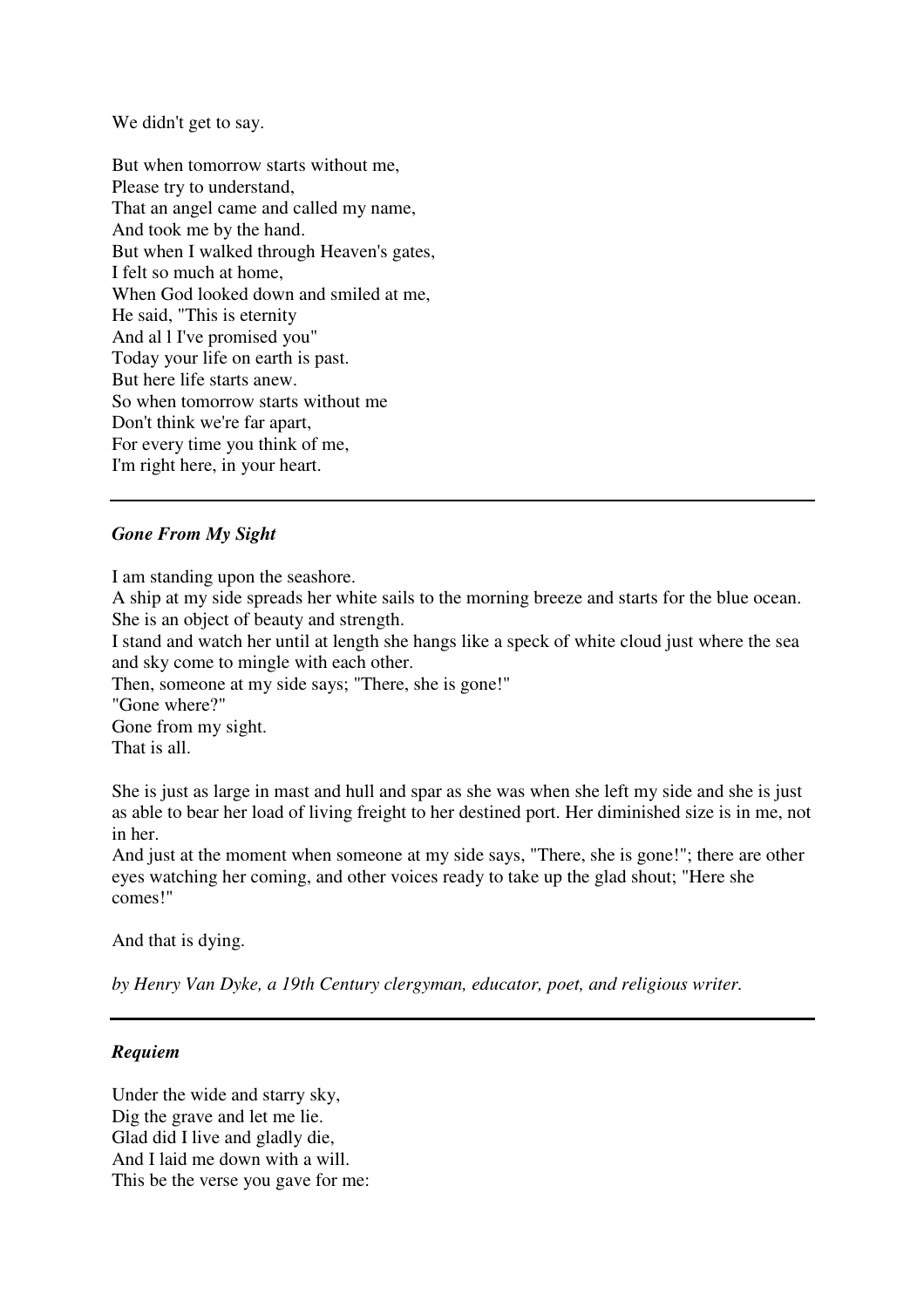We didn't get to say.

But when tomorrow starts without me,
Please try to understand,
That an angel came and called my name,
And took me by the hand.
But when I walked through Heaven's gates,
I felt so much at home,
When God looked down and smiled at me,
He said, "This is eternity
And al l I've promised you"
Today your life on earth is past.
But here life starts anew.
So when tomorrow starts without me
Don't think we're far apart,
For every time you think of me,
I'm right here, in your heart.

---

***Gone From My Sight***

I am standing upon the seashore.
A ship at my side spreads her white sails to the morning breeze and starts for the blue ocean.
She is an object of beauty and strength.
I stand and watch her until at length she hangs like a speck of white cloud just where the sea and sky come to mingle with each other.
Then, someone at my side says; "There, she is gone!"
"Gone where?"
Gone from my sight.
That is all.

She is just as large in mast and hull and spar as she was when she left my side and she is just as able to bear her load of living freight to her destined port. Her diminished size is in me, not in her.
And just at the moment when someone at my side says, "There, she is gone!"; there are other eyes watching her coming, and other voices ready to take up the glad shout; "Here she comes!"

And that is dying.

*by Henry Van Dyke, a 19th Century clergyman, educator, poet, and religious writer.*

---

***Requiem***

Under the wide and starry sky,
Dig the grave and let me lie.
Glad did I live and gladly die,
And I laid me down with a will.
This be the verse you gave for me: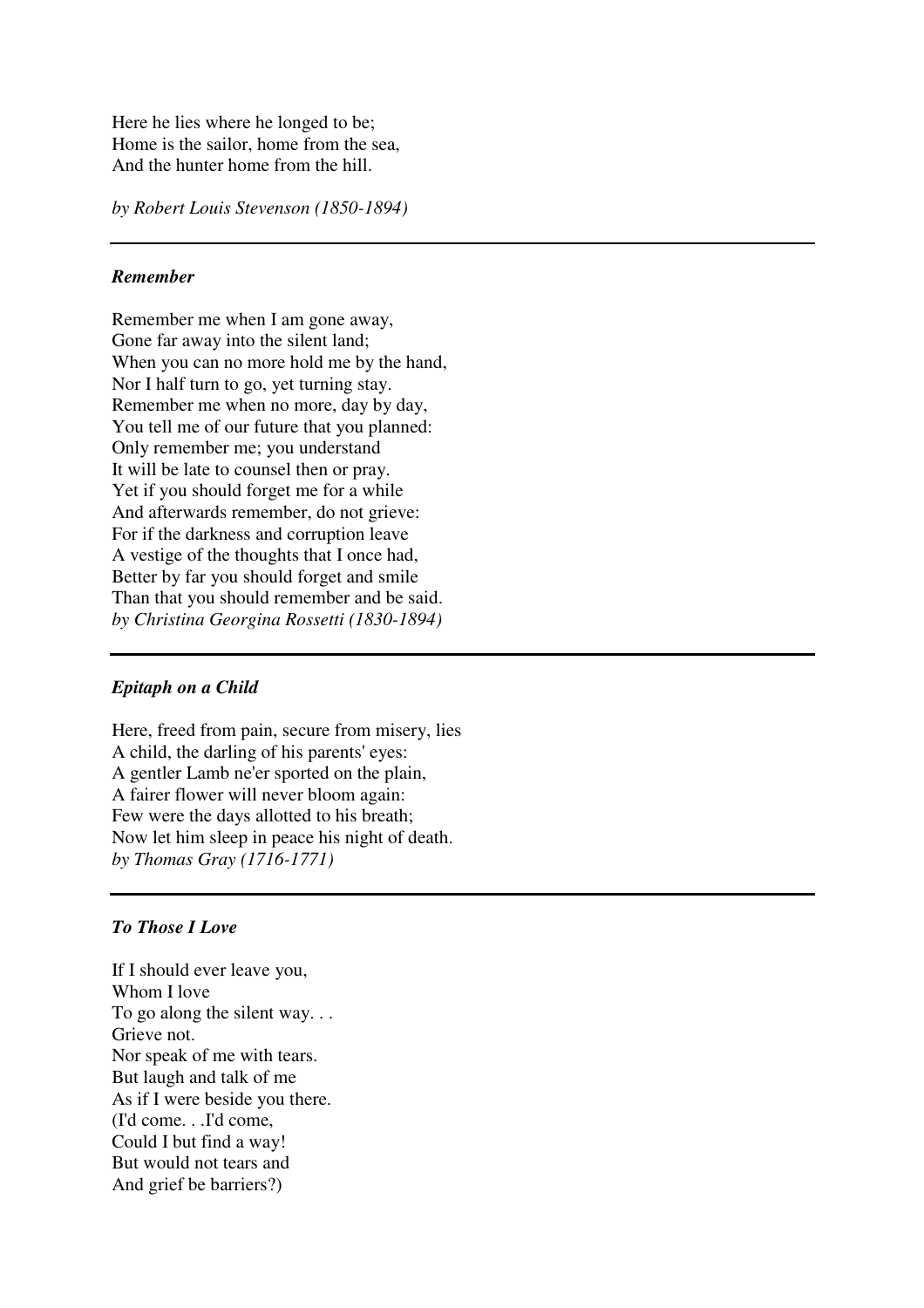Here he lies where he longed to be;  
Home is the sailor, home from the sea,  
And the hunter home from the hill.

*by Robert Louis Stevenson (1850-1894)*

---

***Remember***

Remember me when I am gone away,  
Gone far away into the silent land;  
When you can no more hold me by the hand,  
Nor I half turn to go, yet turning stay.  
Remember me when no more, day by day,  
You tell me of our future that you planned:  
Only remember me; you understand  
It will be late to counsel then or pray.  
Yet if you should forget me for a while  
And afterwards remember, do not grieve:  
For if the darkness and corruption leave  
A vestige of the thoughts that I once had,  
Better by far you should forget and smile  
Than that you should remember and be said.  
*by Christina Georgina Rossetti (1830-1894)*

---

***Epitaph on a Child***

Here, freed from pain, secure from misery, lies  
A child, the darling of his parents' eyes:  
A gentler Lamb ne'er sported on the plain,  
A fairer flower will never bloom again:  
Few were the days allotted to his breath;  
Now let him sleep in peace his night of death.  
*by Thomas Gray (1716-1771)*

---

***To Those I Love***

If I should ever leave you,  
Whom I love  
To go along the silent way. . .  
Grieve not.  
Nor speak of me with tears.  
But laugh and talk of me  
As if I were beside you there.  
(I'd come. . .I'd come,  
Could I but find a way!  
But would not tears and  
And grief be barriers?)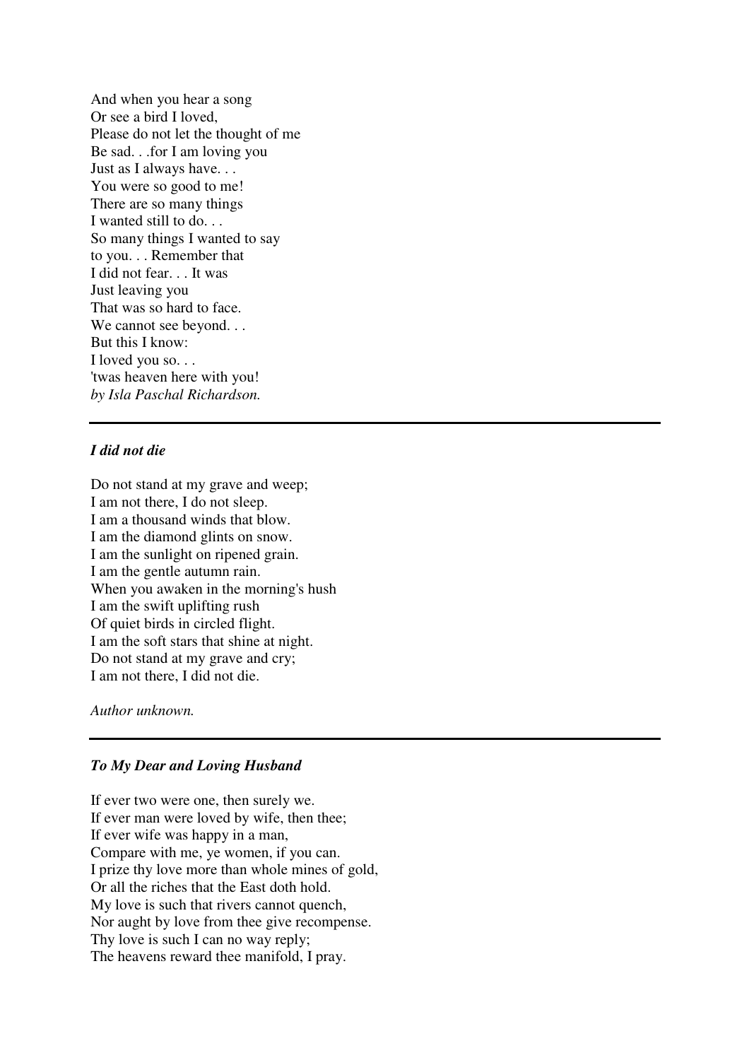And when you hear a song  
Or see a bird I loved,  
Please do not let the thought of me  
Be sad. . .for I am loving you  
Just as I always have. . .  
You were so good to me!  
There are so many things  
I wanted still to do. . .  
So many things I wanted to say  
to you. . . Remember that  
I did not fear. . . It was  
Just leaving you  
That was so hard to face.  
We cannot see beyond. . .  
But this I know:  
I loved you so. . .  
'twas heaven here with you!  
*by Isla Paschal Richardson.*

---

***I did not die***

Do not stand at my grave and weep;  
I am not there, I do not sleep.  
I am a thousand winds that blow.  
I am the diamond glints on snow.  
I am the sunlight on ripened grain.  
I am the gentle autumn rain.  
When you awaken in the morning's hush  
I am the swift uplifting rush  
Of quiet birds in circled flight.  
I am the soft stars that shine at night.  
Do not stand at my grave and cry;  
I am not there, I did not die.

*Author unknown.*

---

***To My Dear and Loving Husband***

If ever two were one, then surely we.  
If ever man were loved by wife, then thee;  
If ever wife was happy in a man,  
Compare with me, ye women, if you can.  
I prize thy love more than whole mines of gold,  
Or all the riches that the East doth hold.  
My love is such that rivers cannot quench,  
Nor aught by love from thee give recompense.  
Thy love is such I can no way reply;  
The heavens reward thee manifold, I pray.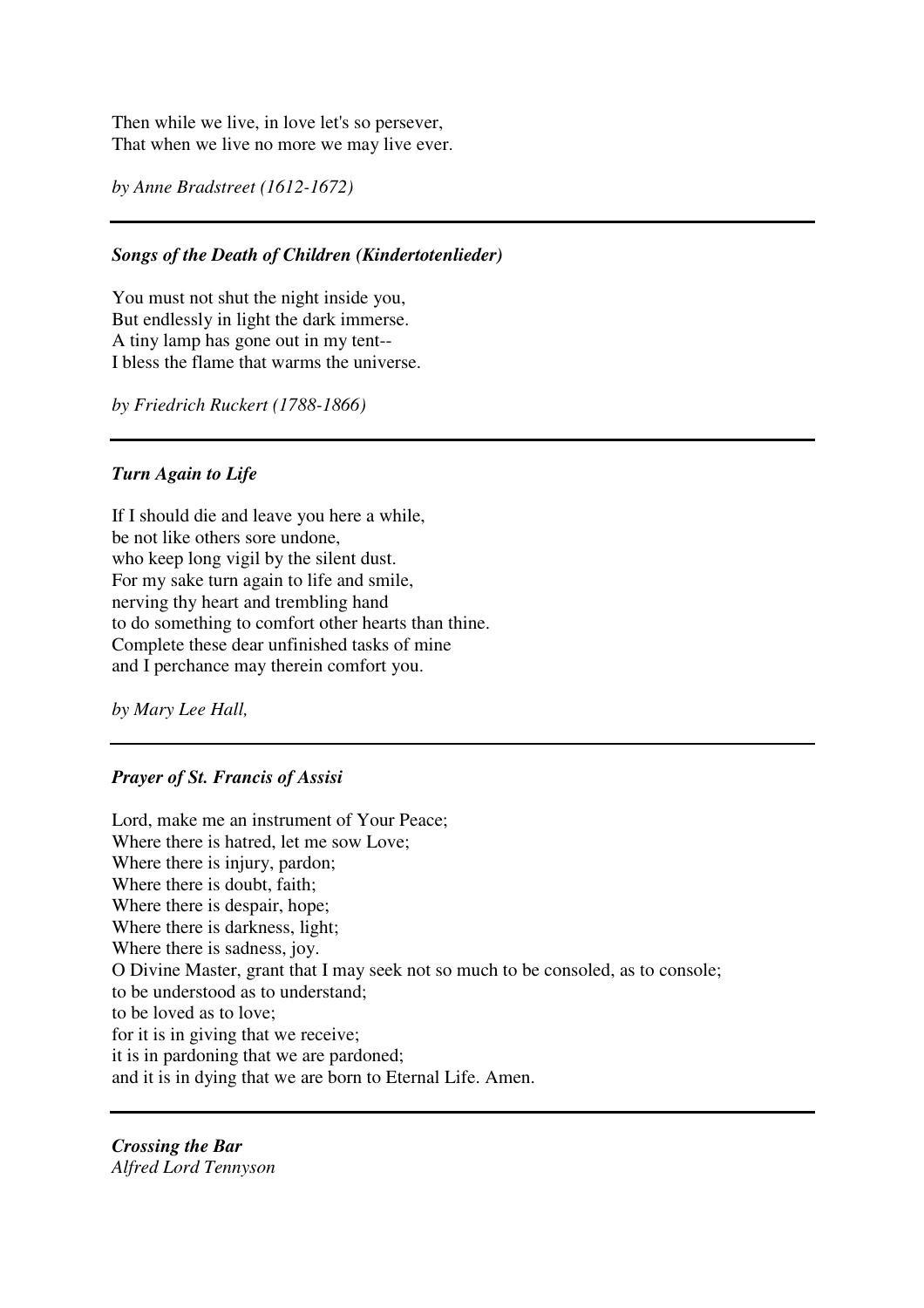Then while we live, in love let's so persever,  
That when we live no more we may live ever.

*by Anne Bradstreet (1612-1672)*

---

***Songs of the Death of Children (Kindertotenlieder)***

You must not shut the night inside you,  
But endlessly in light the dark immerse.  
A tiny lamp has gone out in my tent--  
I bless the flame that warms the universe.

*by Friedrich Ruckert (1788-1866)*

---

***Turn Again to Life***

If I should die and leave you here a while,  
be not like others sore undone,  
who keep long vigil by the silent dust.  
For my sake turn again to life and smile,  
nerving thy heart and trembling hand  
to do something to comfort other hearts than thine.  
Complete these dear unfinished tasks of mine  
and I perchance may therein comfort you.

*by Mary Lee Hall,*

---

***Prayer of St. Francis of Assisi***

Lord, make me an instrument of Your Peace;  
Where there is hatred, let me sow Love;  
Where there is injury, pardon;  
Where there is doubt, faith;  
Where there is despair, hope;  
Where there is darkness, light;  
Where there is sadness, joy.  
O Divine Master, grant that I may seek not so much to be consoled, as to console;  
to be understood as to understand;  
to be loved as to love;  
for it is in giving that we receive;  
it is in pardoning that we are pardoned;  
and it is in dying that we are born to Eternal Life. Amen.

---

***Crossing the Bar***  
*Alfred Lord Tennyson*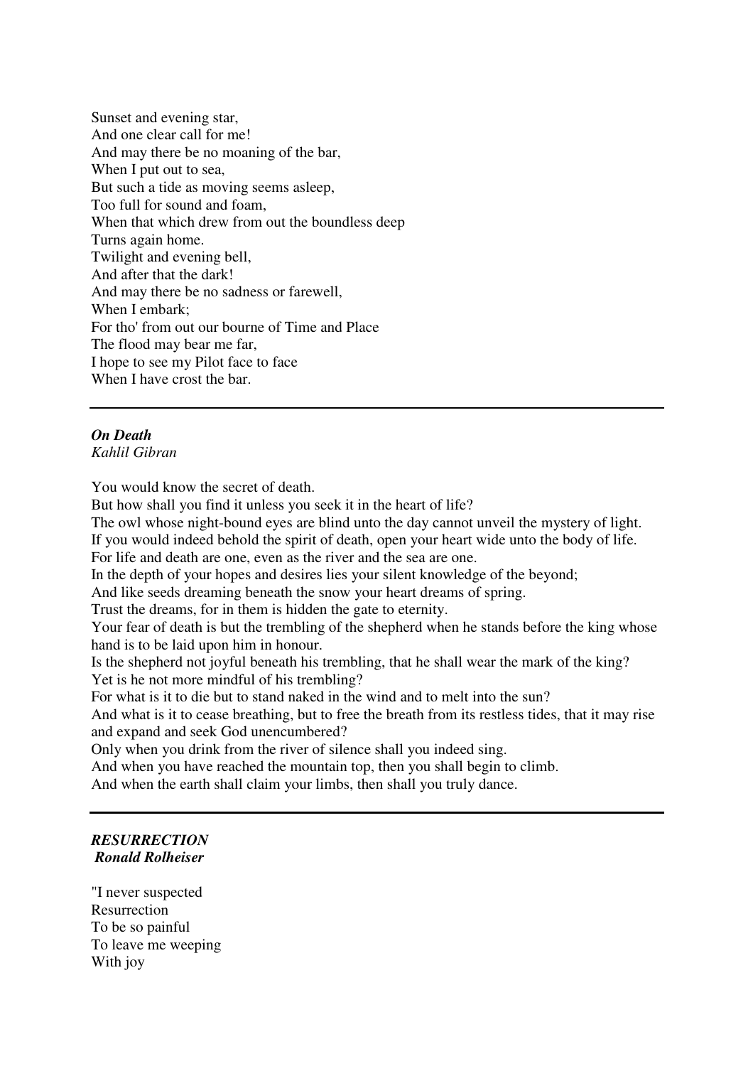Sunset and evening star,
And one clear call for me!
And may there be no moaning of the bar,
When I put out to sea,
But such a tide as moving seems asleep,
Too full for sound and foam,
When that which drew from out the boundless deep
Turns again home.
Twilight and evening bell,
And after that the dark!
And may there be no sadness or farewell,
When I embark;
For tho' from out our bourne of Time and Place
The flood may bear me far,
I hope to see my Pilot face to face
When I have crost the bar.

---

***On Death***
*Kahlil Gibran*

You would know the secret of death.
But how shall you find it unless you seek it in the heart of life?
The owl whose night-bound eyes are blind unto the day cannot unveil the mystery of light.
If you would indeed behold the spirit of death, open your heart wide unto the body of life.
For life and death are one, even as the river and the sea are one.
In the depth of your hopes and desires lies your silent knowledge of the beyond;
And like seeds dreaming beneath the snow your heart dreams of spring.
Trust the dreams, for in them is hidden the gate to eternity.
Your fear of death is but the trembling of the shepherd when he stands before the king whose hand is to be laid upon him in honour.
Is the shepherd not joyful beneath his trembling, that he shall wear the mark of the king?
Yet is he not more mindful of his trembling?
For what is it to die but to stand naked in the wind and to melt into the sun?
And what is it to cease breathing, but to free the breath from its restless tides, that it may rise and expand and seek God unencumbered?
Only when you drink from the river of silence shall you indeed sing.
And when you have reached the mountain top, then you shall begin to climb.
And when the earth shall claim your limbs, then shall you truly dance.

---

***RESURRECTION***
***Ronald Rolheiser***

"I never suspected
Resurrection
To be so painful
To leave me weeping
With joy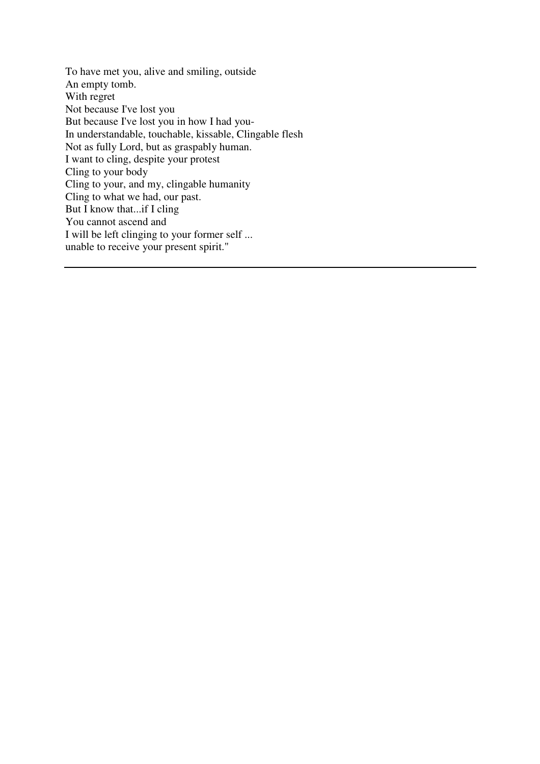To have met you, alive and smiling, outside  
An empty tomb.  
With regret  
Not because I've lost you  
But because I've lost you in how I had you-  
In understandable, touchable, kissable, Clingable flesh  
Not as fully Lord, but as graspably human.  
I want to cling, despite your protest  
Cling to your body  
Cling to your, and my, clingable humanity  
Cling to what we had, our past.  
But I know that...if I cling  
You cannot ascend and  
I will be left clinging to your former self ...  
unable to receive your present spirit."

---